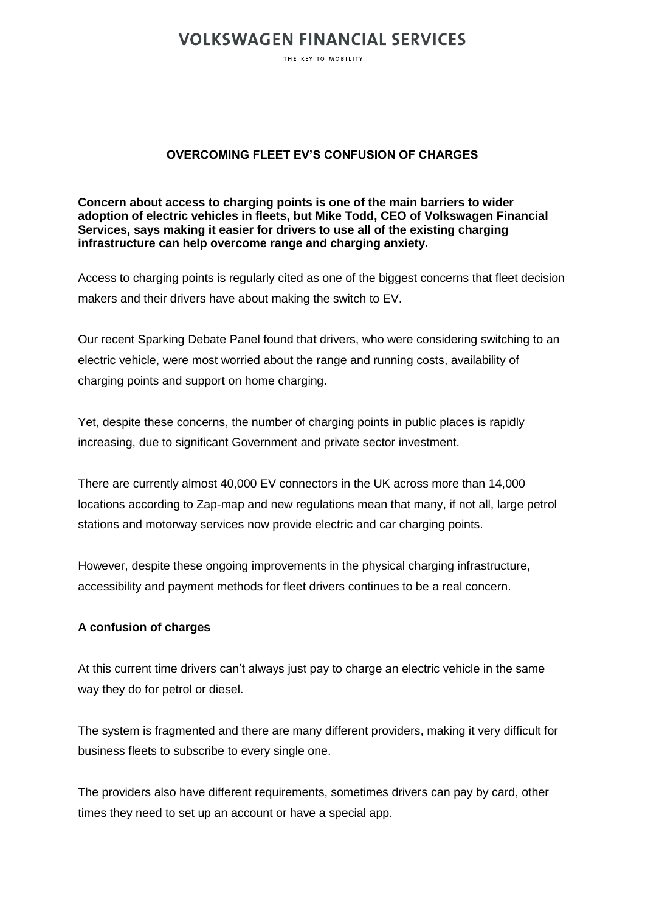# OVERCOMING FLEET EV'S CONFUSION OF CHARGES

**Concern about access to charging points is one of the main barriers to wider adoption of electric vehicles in fleets, but Mike Todd, CEO of Volkswagen Financial Services, says making it easier for drivers to use all of the existing charging infrastructure can help overcome range and charging anxiety.**

Access to charging points is regularly cited as one of the biggest concerns that fleet decision makers and their drivers have about making the switch to EV.

Our recent Sparking Debate Panel found that drivers, who were considering switching to an electric vehicle, were most worried about the range and running costs, availability of charging points and support on home charging.

Yet, despite these concerns, the number of charging points in public places is rapidly increasing, due to significant Government and private sector investment.

There are currently almost 40,000 EV connectors in the UK across more than 14,000 locations according to Zap-map and new regulations mean that many, if not all, large petrol stations and motorway services now provide electric and car charging points.

However, despite these ongoing improvements in the physical charging infrastructure, accessibility and payment methods for fleet drivers continues to be a real concern.

## A confusion of charges

At this current time drivers can't always just pay to charge an electric vehicle in the same way they do for petrol or diesel.

The system is fragmented and there are many different providers, making it very difficult for business fleets to subscribe to every single one.

The providers also have different requirements, sometimes drivers can pay by card, other times they need to set up an account or have a special app.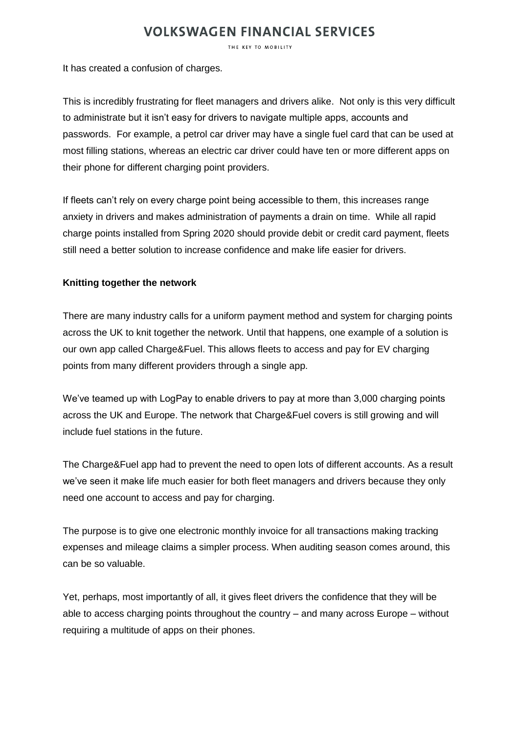It has created a confusion of charges.

This is incredibly frustrating for fleet managers and drivers alike. Not only is this very difficult to administrate but it isn't easy for drivers to navigate multiple apps, accounts and passwords. For example, a petrol car driver may have a single fuel card that can be used at most filling stations, whereas an electric car driver could have ten or more different apps on their phone for different charging point providers.

If fleets can't rely on every charge point being accessible to them, this increases range anxiety in drivers and makes administration of payments a drain on time. While all rapid charge points installed from Spring 2020 should provide debit or credit card payment, fleets still need a better solution to increase confidence and make life easier for drivers.

**Knitting together the network**

There are many industry calls for a uniform payment method and system for charging points across the UK to knit together the network. Until that happens, one example of a solution is our own app called Charge&Fuel. This allows fleets to access and pay for EV charging points from many different providers through a single app.

We've teamed up with LogPay to enable drivers to pay at more than 3,000 charging points across the UK and Europe. The network that Charge&Fuel covers is still growing and will include fuel stations in the future.

The Charge&Fuel app had to prevent the need to open lots of different accounts. As a result we've seen it make life much easier for both fleet managers and drivers because they only need one account to access and pay for charging.

The purpose is to give one electronic monthly invoice for all transactions making tracking expenses and mileage claims a simpler process. When auditing season comes around, this can be so valuable.

Yet, perhaps, most importantly of all, it gives fleet drivers the confidence that they will be able to access charging points throughout the country – and many across Europe – without requiring a multitude of apps on their phones.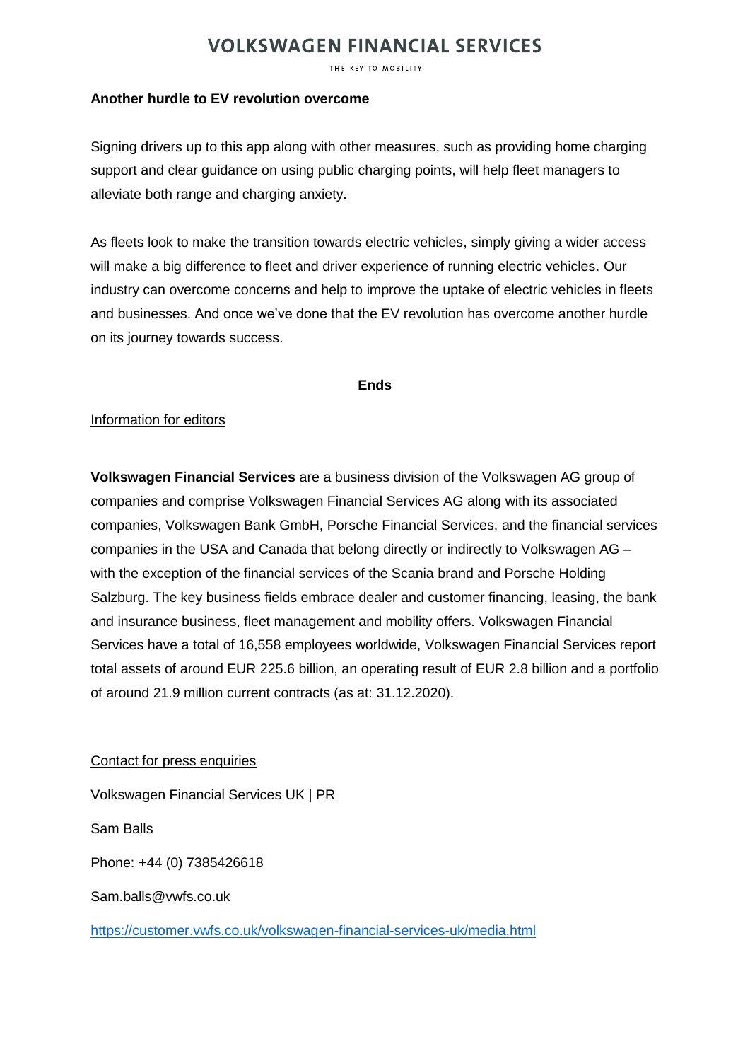### Another hurdle to EV revolution overcome

Signing drivers up to this app along with other measures, such as providing home charging support and clear guidance on using public charging points, will help fleet managers to alleviate both range and charging anxiety.

As fleets look to make the transition towards electric vehicles, simply giving a wider access will make a big difference to fleet and driver experience of running electric vehicles. Our industry can overcome concerns and help to improve the uptake of electric vehicles in fleets and businesses. And once we've done that the EV revolution has overcome another hurdle on its journey towards success.

**Ends**

Information for editors

**Volkswagen Financial Services** are a business division of the Volkswagen AG group of companies and comprise Volkswagen Financial Services AG along with its associated companies, Volkswagen Bank GmbH, Porsche Financial Services, and the financial services companies in the USA and Canada that belong directly or indirectly to Volkswagen AG – with the exception of the financial services of the Scania brand and Porsche Holding Salzburg. The key business fields embrace dealer and customer financing, leasing, the bank and insurance business, fleet management and mobility offers. Volkswagen Financial Services have a total of 16,558 employees worldwide, Volkswagen Financial Services report total assets of around EUR 225.6 billion, an operating result of EUR 2.8 billion and a portfolio of around 21.9 million current contracts (as at: 31.12.2020).

Contact for press enquiries

Volkswagen Financial Services UK | PR

Sam Balls

Phone: +44 (0) 7385426618

Sam.balls@vwfs.co.uk

https://customer.vwfs.co.uk/volkswagen-financial-services-uk/media.html